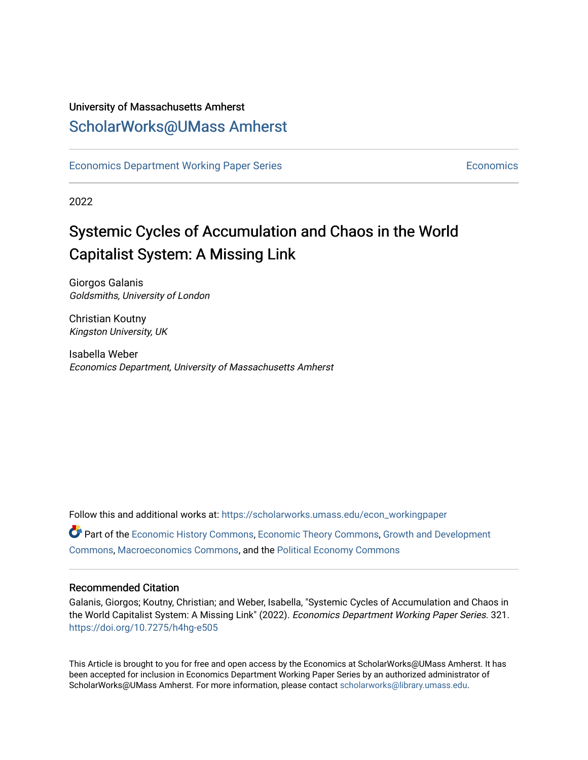University of Massachusetts Amherst

# ScholarWorks@UMass Amherst

Economics Department Working Paper Series

Economics

2022

# Systemic Cycles of Accumulation and Chaos in the World Capitalist System: A Missing Link

Giorgos Galanis
*Goldsmiths, University of London*

Christian Koutny
*Kingston University, UK*

Isabella Weber
*Economics Department, University of Massachusetts Amherst*

Follow this and additional works at: https://scholarworks.umass.edu/econ_workingpaper

Part of the Economic History Commons, Economic Theory Commons, Growth and Development Commons, Macroeconomics Commons, and the Political Economy Commons

## Recommended Citation

Galanis, Giorgos; Koutny, Christian; and Weber, Isabella, "Systemic Cycles of Accumulation and Chaos in the World Capitalist System: A Missing Link" (2022). *Economics Department Working Paper Series*. 321.
https://doi.org/10.7275/h4hg-e505

This Article is brought to you for free and open access by the Economics at ScholarWorks@UMass Amherst. It has been accepted for inclusion in Economics Department Working Paper Series by an authorized administrator of ScholarWorks@UMass Amherst. For more information, please contact scholarworks@library.umass.edu.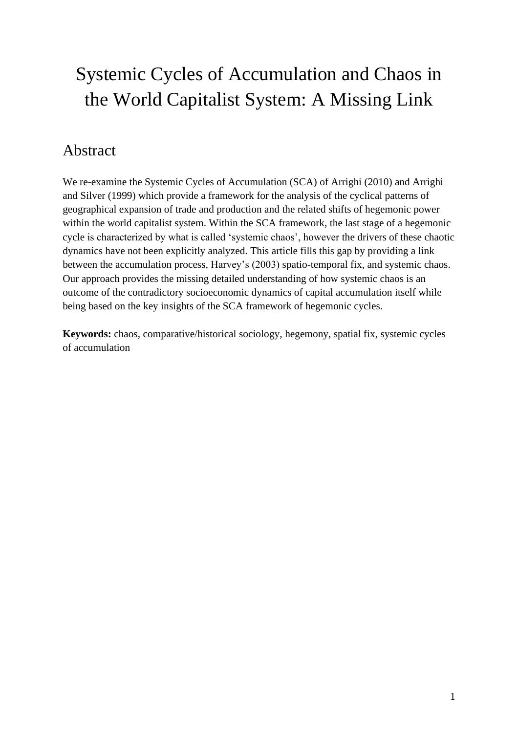# Systemic Cycles of Accumulation and Chaos in the World Capitalist System: A Missing Link

## Abstract

We re-examine the Systemic Cycles of Accumulation (SCA) of Arrighi (2010) and Arrighi and Silver (1999) which provide a framework for the analysis of the cyclical patterns of geographical expansion of trade and production and the related shifts of hegemonic power within the world capitalist system. Within the SCA framework, the last stage of a hegemonic cycle is characterized by what is called 'systemic chaos', however the drivers of these chaotic dynamics have not been explicitly analyzed. This article fills this gap by providing a link between the accumulation process, Harvey's (2003) spatio-temporal fix, and systemic chaos. Our approach provides the missing detailed understanding of how systemic chaos is an outcome of the contradictory socioeconomic dynamics of capital accumulation itself while being based on the key insights of the SCA framework of hegemonic cycles.

**Keywords:** chaos, comparative/historical sociology, hegemony, spatial fix, systemic cycles of accumulation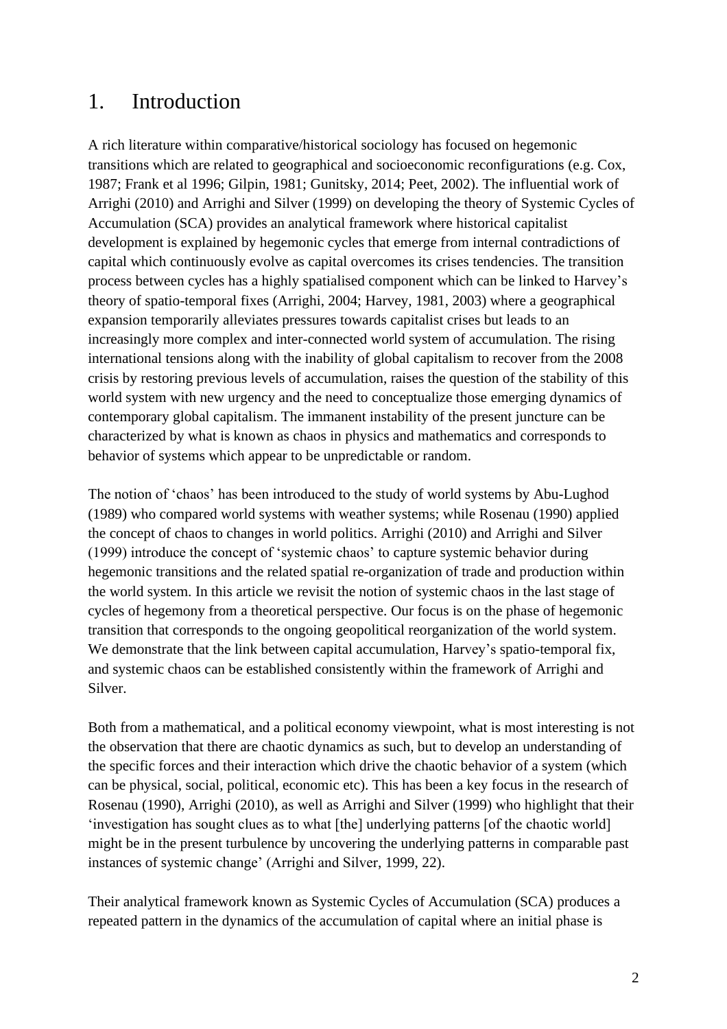# 1. Introduction

A rich literature within comparative/historical sociology has focused on hegemonic transitions which are related to geographical and socioeconomic reconfigurations (e.g. Cox, 1987; Frank et al 1996; Gilpin, 1981; Gunitsky, 2014; Peet, 2002). The influential work of Arrighi (2010) and Arrighi and Silver (1999) on developing the theory of Systemic Cycles of Accumulation (SCA) provides an analytical framework where historical capitalist development is explained by hegemonic cycles that emerge from internal contradictions of capital which continuously evolve as capital overcomes its crises tendencies. The transition process between cycles has a highly spatialised component which can be linked to Harvey's theory of spatio-temporal fixes (Arrighi, 2004; Harvey, 1981, 2003) where a geographical expansion temporarily alleviates pressures towards capitalist crises but leads to an increasingly more complex and inter-connected world system of accumulation. The rising international tensions along with the inability of global capitalism to recover from the 2008 crisis by restoring previous levels of accumulation, raises the question of the stability of this world system with new urgency and the need to conceptualize those emerging dynamics of contemporary global capitalism. The immanent instability of the present juncture can be characterized by what is known as chaos in physics and mathematics and corresponds to behavior of systems which appear to be unpredictable or random.

The notion of 'chaos' has been introduced to the study of world systems by Abu-Lughod (1989) who compared world systems with weather systems; while Rosenau (1990) applied the concept of chaos to changes in world politics. Arrighi (2010) and Arrighi and Silver (1999) introduce the concept of 'systemic chaos' to capture systemic behavior during hegemonic transitions and the related spatial re-organization of trade and production within the world system. In this article we revisit the notion of systemic chaos in the last stage of cycles of hegemony from a theoretical perspective. Our focus is on the phase of hegemonic transition that corresponds to the ongoing geopolitical reorganization of the world system. We demonstrate that the link between capital accumulation, Harvey's spatio-temporal fix, and systemic chaos can be established consistently within the framework of Arrighi and Silver.

Both from a mathematical, and a political economy viewpoint, what is most interesting is not the observation that there are chaotic dynamics as such, but to develop an understanding of the specific forces and their interaction which drive the chaotic behavior of a system (which can be physical, social, political, economic etc). This has been a key focus in the research of Rosenau (1990), Arrighi (2010), as well as Arrighi and Silver (1999) who highlight that their 'investigation has sought clues as to what [the] underlying patterns [of the chaotic world] might be in the present turbulence by uncovering the underlying patterns in comparable past instances of systemic change' (Arrighi and Silver, 1999, 22).

Their analytical framework known as Systemic Cycles of Accumulation (SCA) produces a repeated pattern in the dynamics of the accumulation of capital where an initial phase is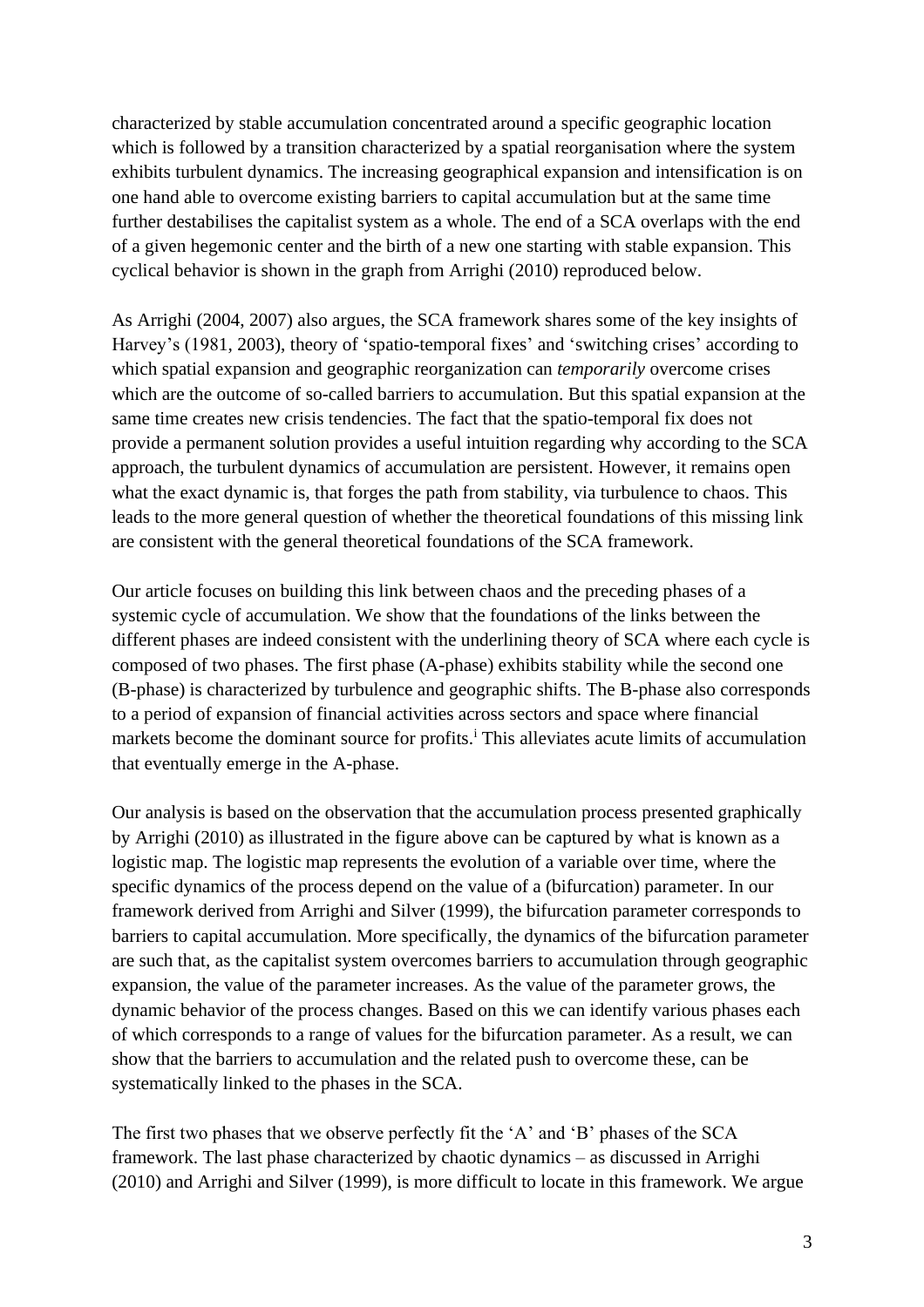characterized by stable accumulation concentrated around a specific geographic location which is followed by a transition characterized by a spatial reorganisation where the system exhibits turbulent dynamics. The increasing geographical expansion and intensification is on one hand able to overcome existing barriers to capital accumulation but at the same time further destabilises the capitalist system as a whole. The end of a SCA overlaps with the end of a given hegemonic center and the birth of a new one starting with stable expansion. This cyclical behavior is shown in the graph from Arrighi (2010) reproduced below.

As Arrighi (2004, 2007) also argues, the SCA framework shares some of the key insights of Harvey's (1981, 2003), theory of 'spatio-temporal fixes' and 'switching crises' according to which spatial expansion and geographic reorganization can *temporarily* overcome crises which are the outcome of so-called barriers to accumulation. But this spatial expansion at the same time creates new crisis tendencies. The fact that the spatio-temporal fix does not provide a permanent solution provides a useful intuition regarding why according to the SCA approach, the turbulent dynamics of accumulation are persistent. However, it remains open what the exact dynamic is, that forges the path from stability, via turbulence to chaos. This leads to the more general question of whether the theoretical foundations of this missing link are consistent with the general theoretical foundations of the SCA framework.

Our article focuses on building this link between chaos and the preceding phases of a systemic cycle of accumulation. We show that the foundations of the links between the different phases are indeed consistent with the underlining theory of SCA where each cycle is composed of two phases. The first phase (A-phase) exhibits stability while the second one (B-phase) is characterized by turbulence and geographic shifts. The B-phase also corresponds to a period of expansion of financial activities across sectors and space where financial markets become the dominant source for profits.[i] This alleviates acute limits of accumulation that eventually emerge in the A-phase.

Our analysis is based on the observation that the accumulation process presented graphically by Arrighi (2010) as illustrated in the figure above can be captured by what is known as a logistic map. The logistic map represents the evolution of a variable over time, where the specific dynamics of the process depend on the value of a (bifurcation) parameter. In our framework derived from Arrighi and Silver (1999), the bifurcation parameter corresponds to barriers to capital accumulation. More specifically, the dynamics of the bifurcation parameter are such that, as the capitalist system overcomes barriers to accumulation through geographic expansion, the value of the parameter increases. As the value of the parameter grows, the dynamic behavior of the process changes. Based on this we can identify various phases each of which corresponds to a range of values for the bifurcation parameter. As a result, we can show that the barriers to accumulation and the related push to overcome these, can be systematically linked to the phases in the SCA.

The first two phases that we observe perfectly fit the 'A' and 'B' phases of the SCA framework. The last phase characterized by chaotic dynamics – as discussed in Arrighi (2010) and Arrighi and Silver (1999), is more difficult to locate in this framework. We argue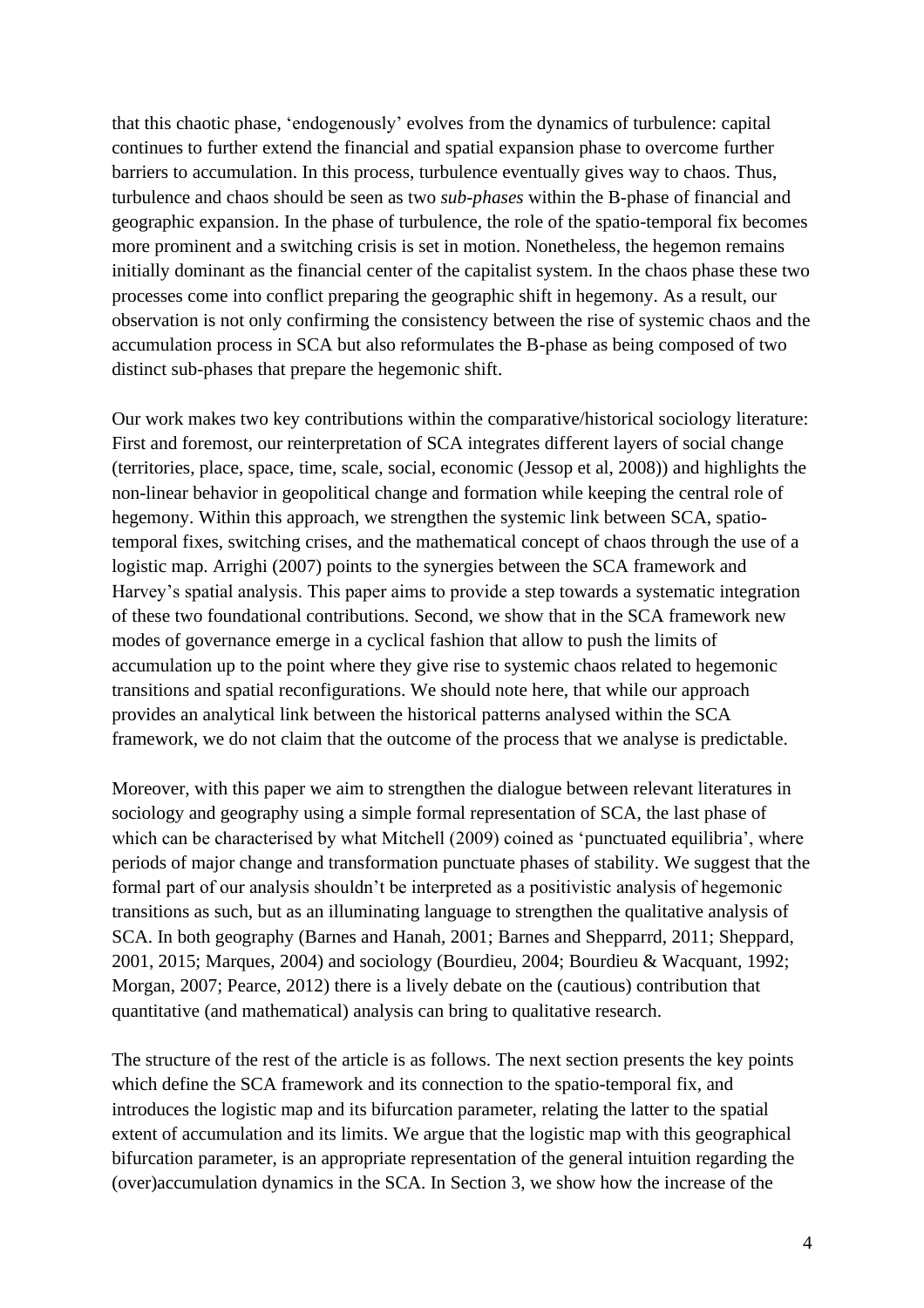that this chaotic phase, 'endogenously' evolves from the dynamics of turbulence: capital continues to further extend the financial and spatial expansion phase to overcome further barriers to accumulation. In this process, turbulence eventually gives way to chaos. Thus, turbulence and chaos should be seen as two *sub-phases* within the B-phase of financial and geographic expansion. In the phase of turbulence, the role of the spatio-temporal fix becomes more prominent and a switching crisis is set in motion. Nonetheless, the hegemon remains initially dominant as the financial center of the capitalist system. In the chaos phase these two processes come into conflict preparing the geographic shift in hegemony. As a result, our observation is not only confirming the consistency between the rise of systemic chaos and the accumulation process in SCA but also reformulates the B-phase as being composed of two distinct sub-phases that prepare the hegemonic shift.

Our work makes two key contributions within the comparative/historical sociology literature: First and foremost, our reinterpretation of SCA integrates different layers of social change (territories, place, space, time, scale, social, economic (Jessop et al, 2008)) and highlights the non-linear behavior in geopolitical change and formation while keeping the central role of hegemony. Within this approach, we strengthen the systemic link between SCA, spatio-temporal fixes, switching crises, and the mathematical concept of chaos through the use of a logistic map. Arrighi (2007) points to the synergies between the SCA framework and Harvey's spatial analysis. This paper aims to provide a step towards a systematic integration of these two foundational contributions. Second, we show that in the SCA framework new modes of governance emerge in a cyclical fashion that allow to push the limits of accumulation up to the point where they give rise to systemic chaos related to hegemonic transitions and spatial reconfigurations. We should note here, that while our approach provides an analytical link between the historical patterns analysed within the SCA framework, we do not claim that the outcome of the process that we analyse is predictable.

Moreover, with this paper we aim to strengthen the dialogue between relevant literatures in sociology and geography using a simple formal representation of SCA, the last phase of which can be characterised by what Mitchell (2009) coined as 'punctuated equilibria', where periods of major change and transformation punctuate phases of stability. We suggest that the formal part of our analysis shouldn't be interpreted as a positivistic analysis of hegemonic transitions as such, but as an illuminating language to strengthen the qualitative analysis of SCA. In both geography (Barnes and Hanah, 2001; Barnes and Shepparrd, 2011; Sheppard, 2001, 2015; Marques, 2004) and sociology (Bourdieu, 2004; Bourdieu & Wacquant, 1992; Morgan, 2007; Pearce, 2012) there is a lively debate on the (cautious) contribution that quantitative (and mathematical) analysis can bring to qualitative research.

The structure of the rest of the article is as follows. The next section presents the key points which define the SCA framework and its connection to the spatio-temporal fix, and introduces the logistic map and its bifurcation parameter, relating the latter to the spatial extent of accumulation and its limits. We argue that the logistic map with this geographical bifurcation parameter, is an appropriate representation of the general intuition regarding the (over)accumulation dynamics in the SCA. In Section 3, we show how the increase of the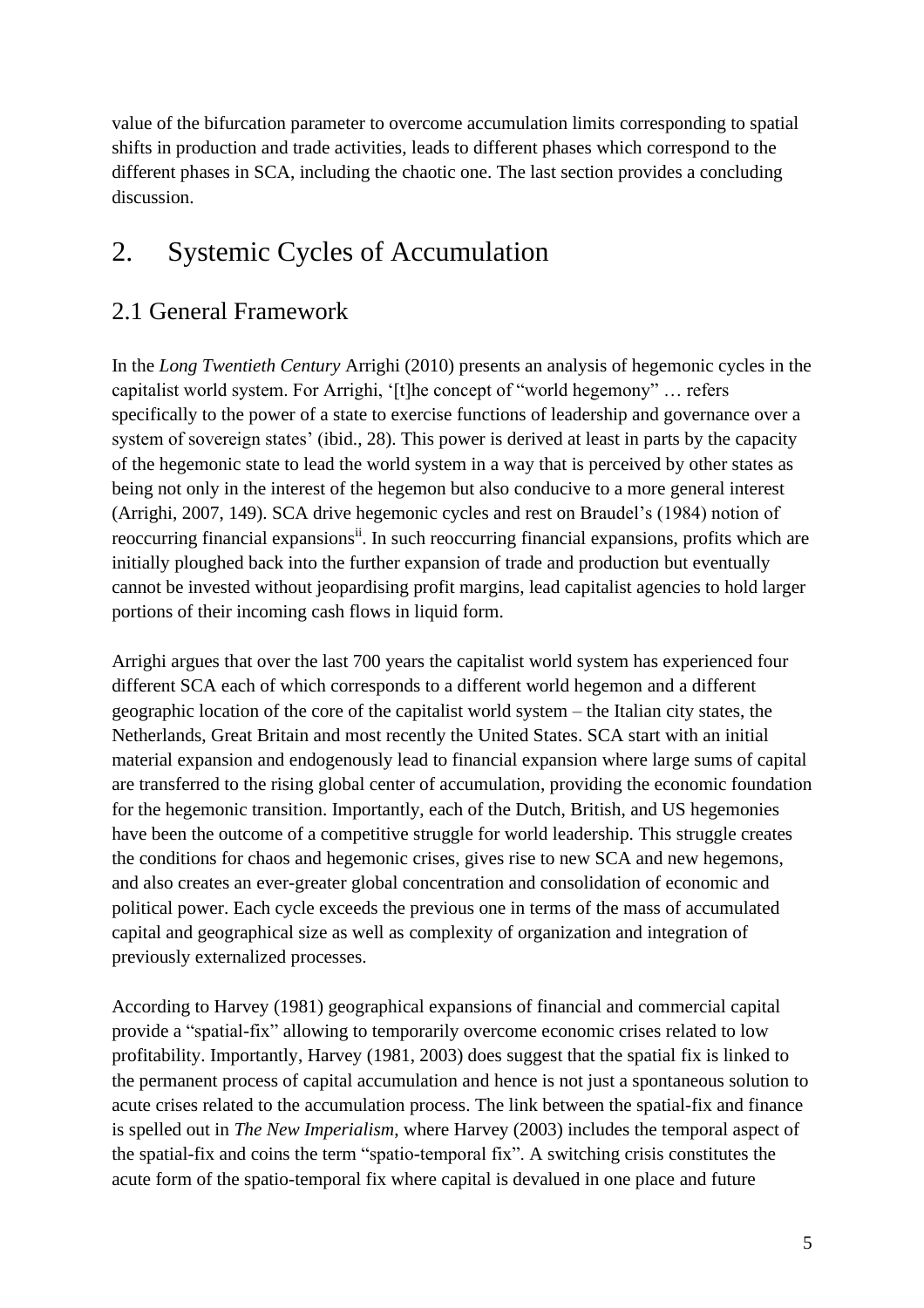value of the bifurcation parameter to overcome accumulation limits corresponding to spatial shifts in production and trade activities, leads to different phases which correspond to the different phases in SCA, including the chaotic one. The last section provides a concluding discussion.

# 2. Systemic Cycles of Accumulation

## 2.1 General Framework

In the *Long Twentieth Century* Arrighi (2010) presents an analysis of hegemonic cycles in the capitalist world system. For Arrighi, '[t]he concept of "world hegemony" … refers specifically to the power of a state to exercise functions of leadership and governance over a system of sovereign states' (ibid., 28). This power is derived at least in parts by the capacity of the hegemonic state to lead the world system in a way that is perceived by other states as being not only in the interest of the hegemon but also conducive to a more general interest (Arrighi, 2007, 149). SCA drive hegemonic cycles and rest on Braudel's (1984) notion of reoccurring financial expansions[ii]. In such reoccurring financial expansions, profits which are initially ploughed back into the further expansion of trade and production but eventually cannot be invested without jeopardising profit margins, lead capitalist agencies to hold larger portions of their incoming cash flows in liquid form.

Arrighi argues that over the last 700 years the capitalist world system has experienced four different SCA each of which corresponds to a different world hegemon and a different geographic location of the core of the capitalist world system – the Italian city states, the Netherlands, Great Britain and most recently the United States. SCA start with an initial material expansion and endogenously lead to financial expansion where large sums of capital are transferred to the rising global center of accumulation, providing the economic foundation for the hegemonic transition. Importantly, each of the Dutch, British, and US hegemonies have been the outcome of a competitive struggle for world leadership. This struggle creates the conditions for chaos and hegemonic crises, gives rise to new SCA and new hegemons, and also creates an ever-greater global concentration and consolidation of economic and political power. Each cycle exceeds the previous one in terms of the mass of accumulated capital and geographical size as well as complexity of organization and integration of previously externalized processes.

According to Harvey (1981) geographical expansions of financial and commercial capital provide a "spatial-fix" allowing to temporarily overcome economic crises related to low profitability. Importantly, Harvey (1981, 2003) does suggest that the spatial fix is linked to the permanent process of capital accumulation and hence is not just a spontaneous solution to acute crises related to the accumulation process. The link between the spatial-fix and finance is spelled out in *The New Imperialism*, where Harvey (2003) includes the temporal aspect of the spatial-fix and coins the term "spatio-temporal fix". A switching crisis constitutes the acute form of the spatio-temporal fix where capital is devalued in one place and future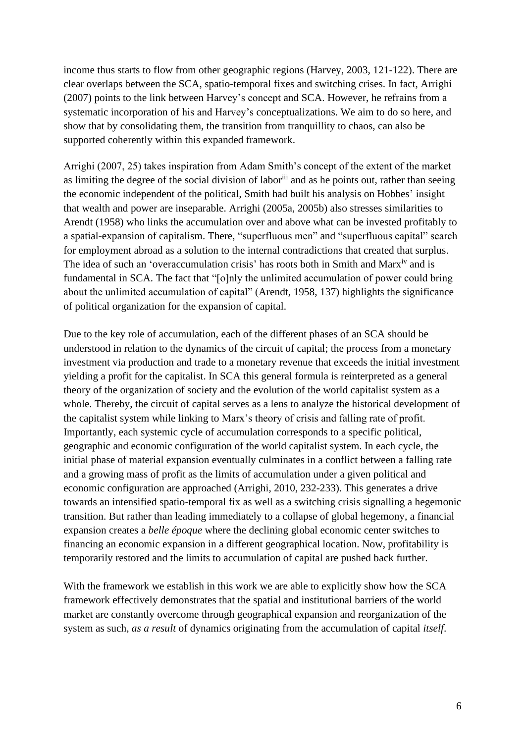income thus starts to flow from other geographic regions (Harvey, 2003, 121-122). There are clear overlaps between the SCA, spatio-temporal fixes and switching crises. In fact, Arrighi (2007) points to the link between Harvey's concept and SCA. However, he refrains from a systematic incorporation of his and Harvey's conceptualizations. We aim to do so here, and show that by consolidating them, the transition from tranquillity to chaos, can also be supported coherently within this expanded framework.

Arrighi (2007, 25) takes inspiration from Adam Smith's concept of the extent of the market as limiting the degree of the social division of labor[iii] and as he points out, rather than seeing the economic independent of the political, Smith had built his analysis on Hobbes' insight that wealth and power are inseparable. Arrighi (2005a, 2005b) also stresses similarities to Arendt (1958) who links the accumulation over and above what can be invested profitably to a spatial-expansion of capitalism. There, "superfluous men" and "superfluous capital" search for employment abroad as a solution to the internal contradictions that created that surplus. The idea of such an 'overaccumulation crisis' has roots both in Smith and Marx[iv] and is fundamental in SCA. The fact that "[o]nly the unlimited accumulation of power could bring about the unlimited accumulation of capital" (Arendt, 1958, 137) highlights the significance of political organization for the expansion of capital.

Due to the key role of accumulation, each of the different phases of an SCA should be understood in relation to the dynamics of the circuit of capital; the process from a monetary investment via production and trade to a monetary revenue that exceeds the initial investment yielding a profit for the capitalist. In SCA this general formula is reinterpreted as a general theory of the organization of society and the evolution of the world capitalist system as a whole. Thereby, the circuit of capital serves as a lens to analyze the historical development of the capitalist system while linking to Marx's theory of crisis and falling rate of profit. Importantly, each systemic cycle of accumulation corresponds to a specific political, geographic and economic configuration of the world capitalist system. In each cycle, the initial phase of material expansion eventually culminates in a conflict between a falling rate and a growing mass of profit as the limits of accumulation under a given political and economic configuration are approached (Arrighi, 2010, 232-233). This generates a drive towards an intensified spatio-temporal fix as well as a switching crisis signalling a hegemonic transition. But rather than leading immediately to a collapse of global hegemony, a financial expansion creates a *belle époque* where the declining global economic center switches to financing an economic expansion in a different geographical location. Now, profitability is temporarily restored and the limits to accumulation of capital are pushed back further.

With the framework we establish in this work we are able to explicitly show how the SCA framework effectively demonstrates that the spatial and institutional barriers of the world market are constantly overcome through geographical expansion and reorganization of the system as such, *as a result* of dynamics originating from the accumulation of capital *itself*.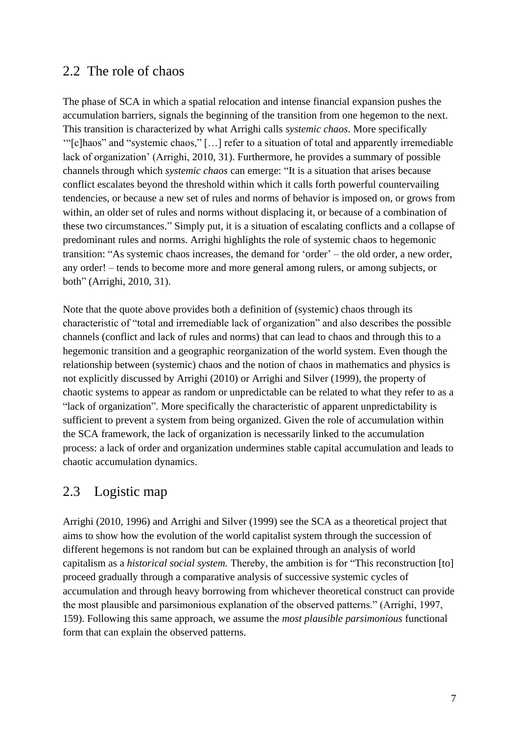## 2.2 The role of chaos

The phase of SCA in which a spatial relocation and intense financial expansion pushes the accumulation barriers, signals the beginning of the transition from one hegemon to the next. This transition is characterized by what Arrighi calls *systemic chaos*. More specifically '"[c]haos" and "systemic chaos," […] refer to a situation of total and apparently irremediable lack of organization' (Arrighi, 2010, 31). Furthermore, he provides a summary of possible channels through which *systemic chaos* can emerge: "It is a situation that arises because conflict escalates beyond the threshold within which it calls forth powerful countervailing tendencies, or because a new set of rules and norms of behavior is imposed on, or grows from within, an older set of rules and norms without displacing it, or because of a combination of these two circumstances." Simply put, it is a situation of escalating conflicts and a collapse of predominant rules and norms. Arrighi highlights the role of systemic chaos to hegemonic transition: "As systemic chaos increases, the demand for 'order' – the old order, a new order, any order! – tends to become more and more general among rulers, or among subjects, or both" (Arrighi, 2010, 31).

Note that the quote above provides both a definition of (systemic) chaos through its characteristic of "total and irremediable lack of organization" and also describes the possible channels (conflict and lack of rules and norms) that can lead to chaos and through this to a hegemonic transition and a geographic reorganization of the world system. Even though the relationship between (systemic) chaos and the notion of chaos in mathematics and physics is not explicitly discussed by Arrighi (2010) or Arrighi and Silver (1999), the property of chaotic systems to appear as random or unpredictable can be related to what they refer to as a "lack of organization". More specifically the characteristic of apparent unpredictability is sufficient to prevent a system from being organized. Given the role of accumulation within the SCA framework, the lack of organization is necessarily linked to the accumulation process: a lack of order and organization undermines stable capital accumulation and leads to chaotic accumulation dynamics.

## 2.3 Logistic map

Arrighi (2010, 1996) and Arrighi and Silver (1999) see the SCA as a theoretical project that aims to show how the evolution of the world capitalist system through the succession of different hegemons is not random but can be explained through an analysis of world capitalism as a *historical social system.* Thereby, the ambition is for "This reconstruction [to] proceed gradually through a comparative analysis of successive systemic cycles of accumulation and through heavy borrowing from whichever theoretical construct can provide the most plausible and parsimonious explanation of the observed patterns." (Arrighi, 1997, 159). Following this same approach, we assume the *most plausible parsimonious* functional form that can explain the observed patterns.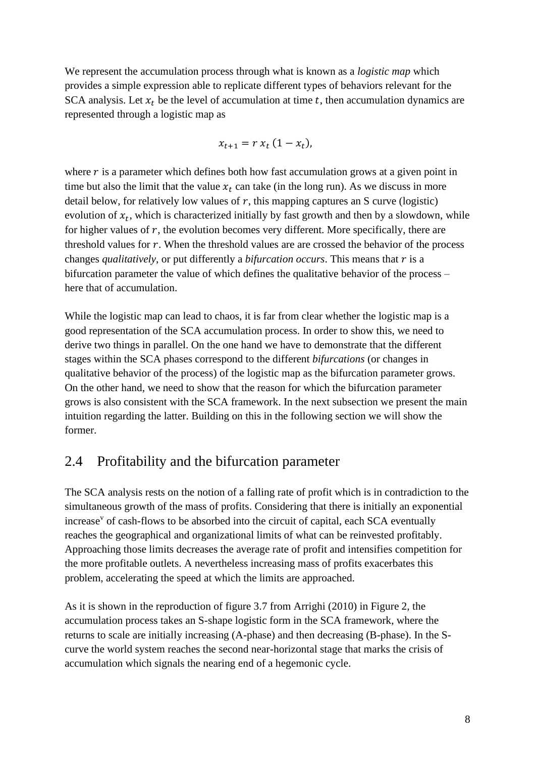We represent the accumulation process through what is known as a *logistic map* which provides a simple expression able to replicate different types of behaviors relevant for the SCA analysis. Let $x_t$ be the level of accumulation at time $t$, then accumulation dynamics are represented through a logistic map as

$$x_{t+1} = r\, x_t\, (1 - x_t),$$

where $r$ is a parameter which defines both how fast accumulation grows at a given point in time but also the limit that the value $x_t$ can take (in the long run). As we discuss in more detail below, for relatively low values of $r$, this mapping captures an S curve (logistic) evolution of $x_t$, which is characterized initially by fast growth and then by a slowdown, while for higher values of $r$, the evolution becomes very different. More specifically, there are threshold values for $r$. When the threshold values are are crossed the behavior of the process changes *qualitatively*, or put differently a *bifurcation occurs*. This means that $r$ is a bifurcation parameter the value of which defines the qualitative behavior of the process – here that of accumulation.

While the logistic map can lead to chaos, it is far from clear whether the logistic map is a good representation of the SCA accumulation process. In order to show this, we need to derive two things in parallel. On the one hand we have to demonstrate that the different stages within the SCA phases correspond to the different *bifurcations* (or changes in qualitative behavior of the process) of the logistic map as the bifurcation parameter grows. On the other hand, we need to show that the reason for which the bifurcation parameter grows is also consistent with the SCA framework. In the next subsection we present the main intuition regarding the latter. Building on this in the following section we will show the former.

## 2.4 Profitability and the bifurcation parameter

The SCA analysis rests on the notion of a falling rate of profit which is in contradiction to the simultaneous growth of the mass of profits. Considering that there is initially an exponential increase[v] of cash-flows to be absorbed into the circuit of capital, each SCA eventually reaches the geographical and organizational limits of what can be reinvested profitably. Approaching those limits decreases the average rate of profit and intensifies competition for the more profitable outlets. A nevertheless increasing mass of profits exacerbates this problem, accelerating the speed at which the limits are approached.

As it is shown in the reproduction of figure 3.7 from Arrighi (2010) in Figure 2, the accumulation process takes an S-shape logistic form in the SCA framework, where the returns to scale are initially increasing (A-phase) and then decreasing (B-phase). In the S-curve the world system reaches the second near-horizontal stage that marks the crisis of accumulation which signals the nearing end of a hegemonic cycle.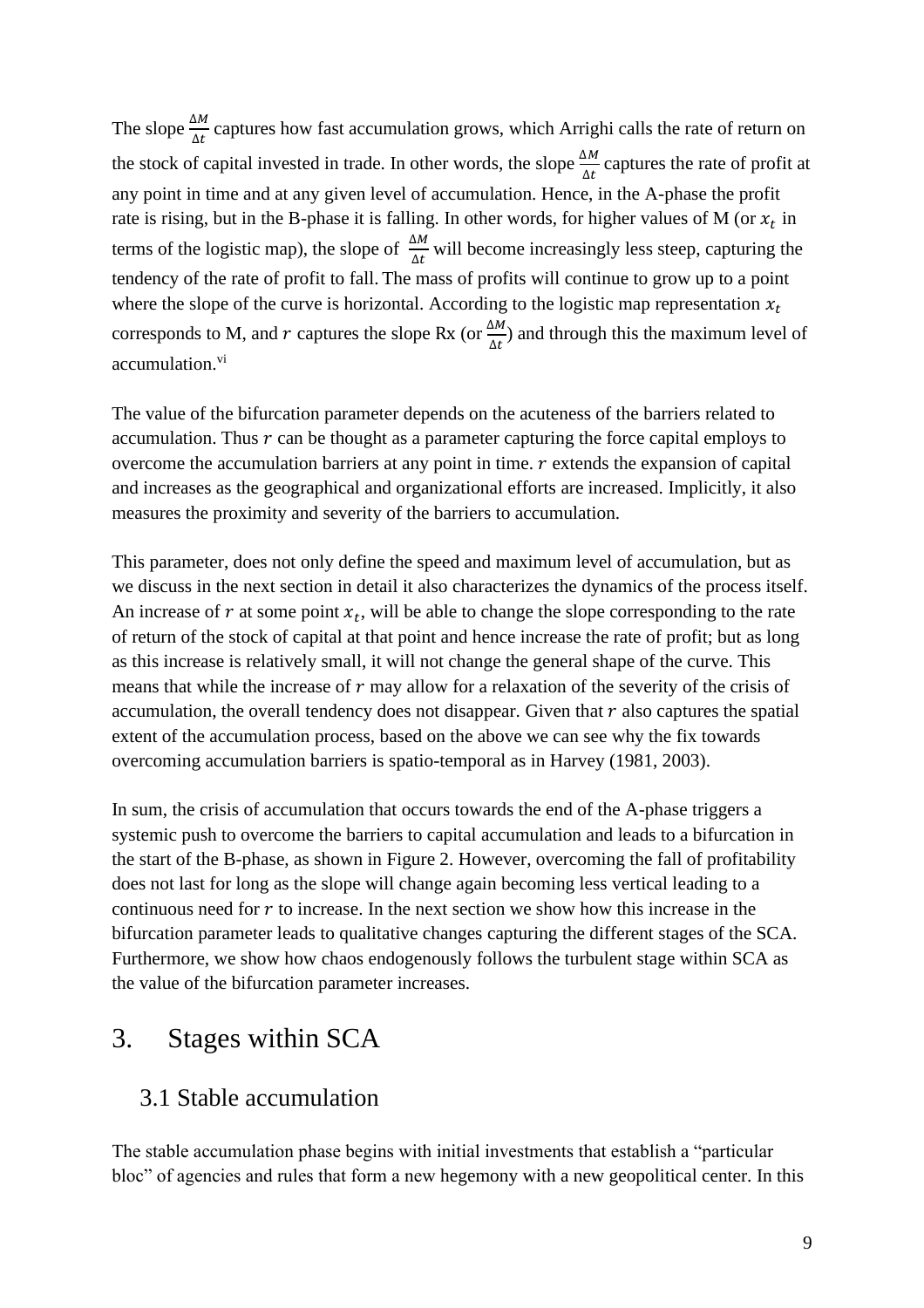The slope $\frac{\Delta M}{\Delta t}$ captures how fast accumulation grows, which Arrighi calls the rate of return on the stock of capital invested in trade. In other words, the slope $\frac{\Delta M}{\Delta t}$ captures the rate of profit at any point in time and at any given level of accumulation. Hence, in the A-phase the profit rate is rising, but in the B-phase it is falling. In other words, for higher values of M (or $x_t$ in terms of the logistic map), the slope of $\frac{\Delta M}{\Delta t}$ will become increasingly less steep, capturing the tendency of the rate of profit to fall. The mass of profits will continue to grow up to a point where the slope of the curve is horizontal. According to the logistic map representation $x_t$ corresponds to M, and $r$ captures the slope Rx (or $\frac{\Delta M}{\Delta t}$) and through this the maximum level of accumulation.[vi]

The value of the bifurcation parameter depends on the acuteness of the barriers related to accumulation. Thus $r$ can be thought as a parameter capturing the force capital employs to overcome the accumulation barriers at any point in time. $r$ extends the expansion of capital and increases as the geographical and organizational efforts are increased. Implicitly, it also measures the proximity and severity of the barriers to accumulation.

This parameter, does not only define the speed and maximum level of accumulation, but as we discuss in the next section in detail it also characterizes the dynamics of the process itself. An increase of $r$ at some point $x_t$, will be able to change the slope corresponding to the rate of return of the stock of capital at that point and hence increase the rate of profit; but as long as this increase is relatively small, it will not change the general shape of the curve. This means that while the increase of $r$ may allow for a relaxation of the severity of the crisis of accumulation, the overall tendency does not disappear. Given that $r$ also captures the spatial extent of the accumulation process, based on the above we can see why the fix towards overcoming accumulation barriers is spatio-temporal as in Harvey (1981, 2003).

In sum, the crisis of accumulation that occurs towards the end of the A-phase triggers a systemic push to overcome the barriers to capital accumulation and leads to a bifurcation in the start of the B-phase, as shown in Figure 2. However, overcoming the fall of profitability does not last for long as the slope will change again becoming less vertical leading to a continuous need for $r$ to increase. In the next section we show how this increase in the bifurcation parameter leads to qualitative changes capturing the different stages of the SCA. Furthermore, we show how chaos endogenously follows the turbulent stage within SCA as the value of the bifurcation parameter increases.

# 3. Stages within SCA

## 3.1 Stable accumulation

The stable accumulation phase begins with initial investments that establish a "particular bloc" of agencies and rules that form a new hegemony with a new geopolitical center. In this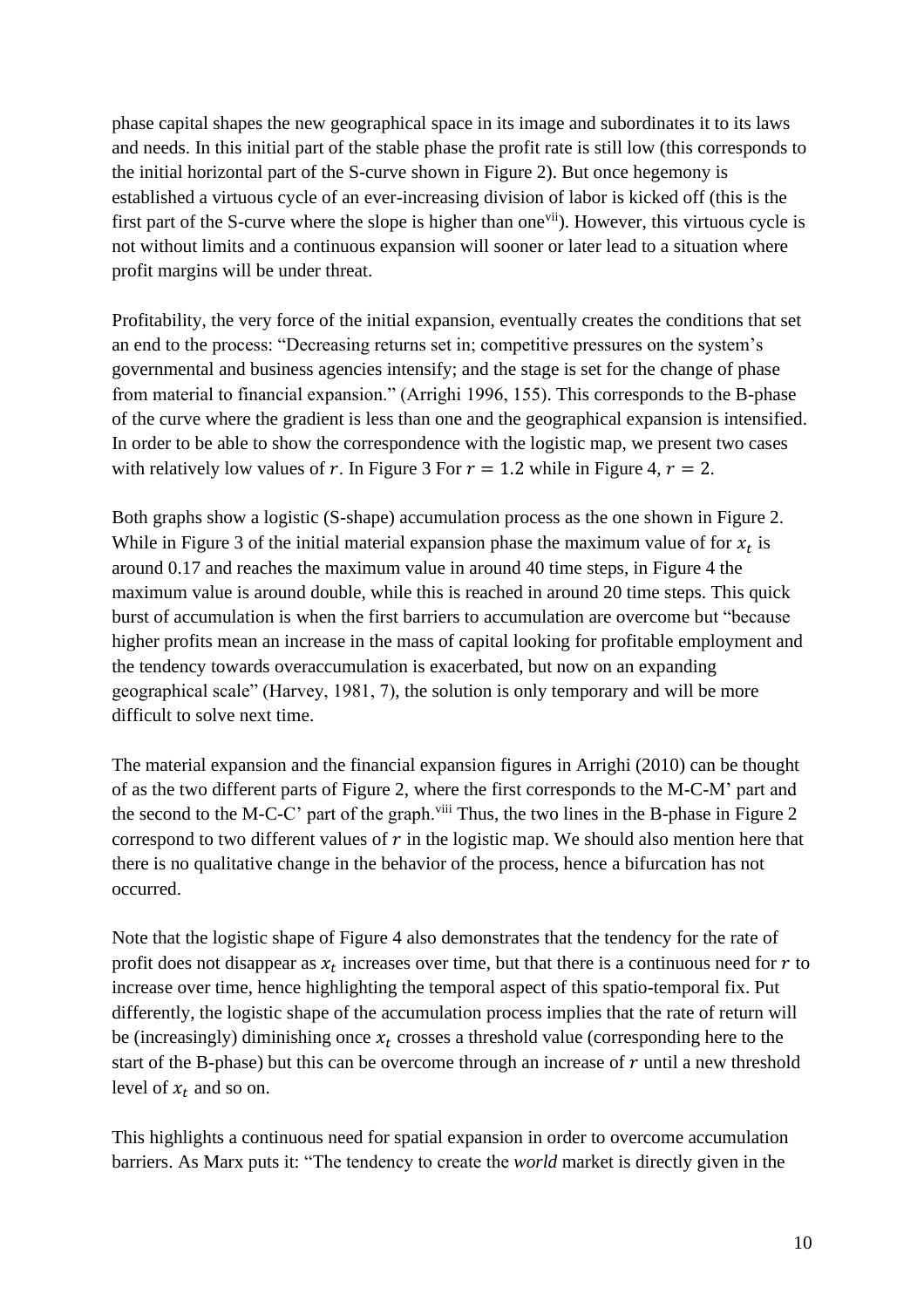phase capital shapes the new geographical space in its image and subordinates it to its laws and needs. In this initial part of the stable phase the profit rate is still low (this corresponds to the initial horizontal part of the S-curve shown in Figure 2). But once hegemony is established a virtuous cycle of an ever-increasing division of labor is kicked off (this is the first part of the S-curve where the slope is higher than one[vii]). However, this virtuous cycle is not without limits and a continuous expansion will sooner or later lead to a situation where profit margins will be under threat.

Profitability, the very force of the initial expansion, eventually creates the conditions that set an end to the process: "Decreasing returns set in; competitive pressures on the system's governmental and business agencies intensify; and the stage is set for the change of phase from material to financial expansion." (Arrighi 1996, 155). This corresponds to the B-phase of the curve where the gradient is less than one and the geographical expansion is intensified. In order to be able to show the correspondence with the logistic map, we present two cases with relatively low values of $r$. In Figure 3 For $r = 1.2$ while in Figure 4, $r = 2$.

Both graphs show a logistic (S-shape) accumulation process as the one shown in Figure 2. While in Figure 3 of the initial material expansion phase the maximum value of for $x_t$ is around 0.17 and reaches the maximum value in around 40 time steps, in Figure 4 the maximum value is around double, while this is reached in around 20 time steps. This quick burst of accumulation is when the first barriers to accumulation are overcome but "because higher profits mean an increase in the mass of capital looking for profitable employment and the tendency towards overaccumulation is exacerbated, but now on an expanding geographical scale" (Harvey, 1981, 7), the solution is only temporary and will be more difficult to solve next time.

The material expansion and the financial expansion figures in Arrighi (2010) can be thought of as the two different parts of Figure 2, where the first corresponds to the M-C-M' part and the second to the M-C-C' part of the graph.[viii] Thus, the two lines in the B-phase in Figure 2 correspond to two different values of $r$ in the logistic map. We should also mention here that there is no qualitative change in the behavior of the process, hence a bifurcation has not occurred.

Note that the logistic shape of Figure 4 also demonstrates that the tendency for the rate of profit does not disappear as $x_t$ increases over time, but that there is a continuous need for $r$ to increase over time, hence highlighting the temporal aspect of this spatio-temporal fix. Put differently, the logistic shape of the accumulation process implies that the rate of return will be (increasingly) diminishing once $x_t$ crosses a threshold value (corresponding here to the start of the B-phase) but this can be overcome through an increase of $r$ until a new threshold level of $x_t$ and so on.

This highlights a continuous need for spatial expansion in order to overcome accumulation barriers. As Marx puts it: "The tendency to create the *world* market is directly given in the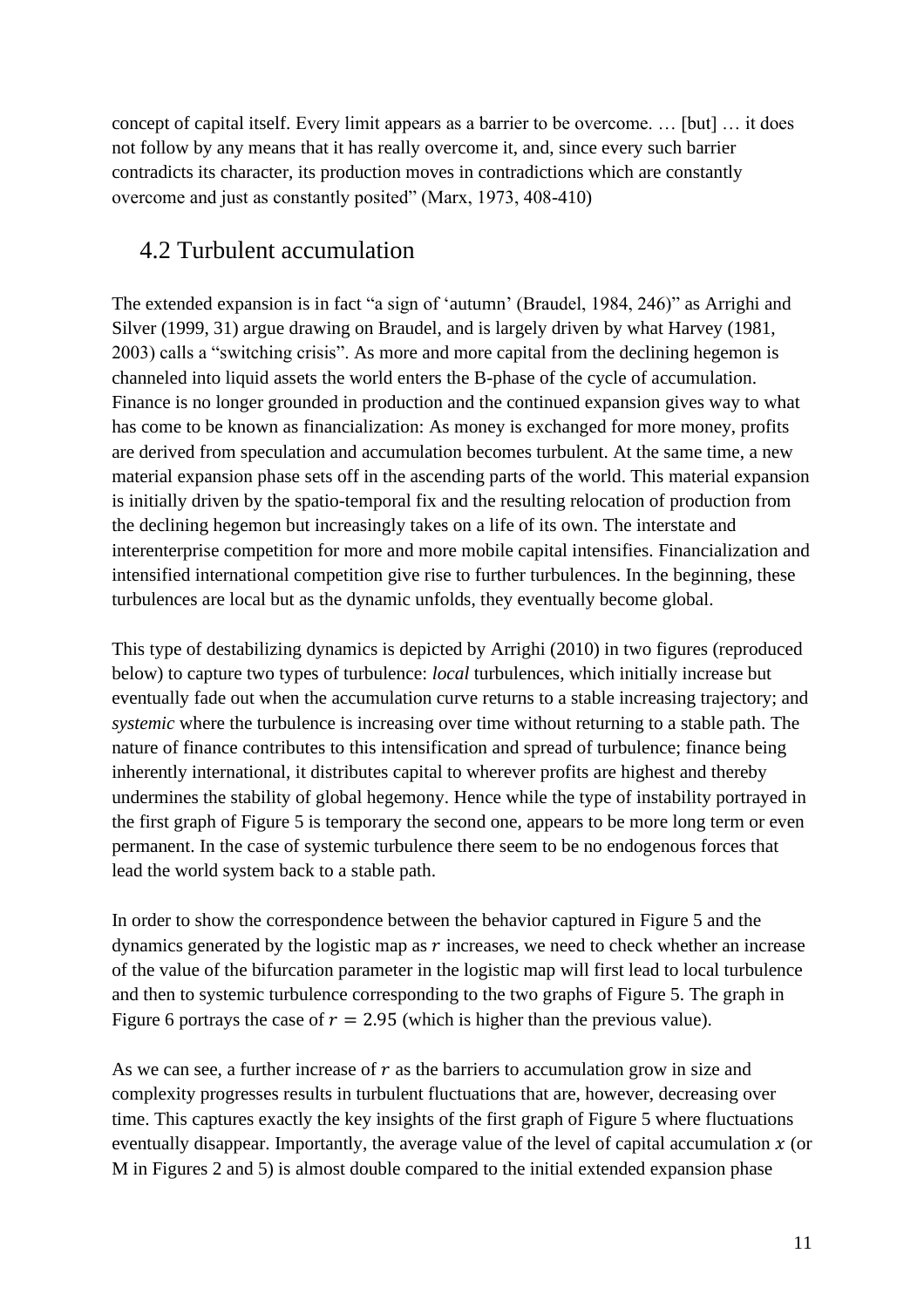concept of capital itself. Every limit appears as a barrier to be overcome. … [but] … it does not follow by any means that it has really overcome it, and, since every such barrier contradicts its character, its production moves in contradictions which are constantly overcome and just as constantly posited" (Marx, 1973, 408-410)

## 4.2 Turbulent accumulation

The extended expansion is in fact "a sign of 'autumn' (Braudel, 1984, 246)" as Arrighi and Silver (1999, 31) argue drawing on Braudel, and is largely driven by what Harvey (1981, 2003) calls a "switching crisis". As more and more capital from the declining hegemon is channeled into liquid assets the world enters the B-phase of the cycle of accumulation. Finance is no longer grounded in production and the continued expansion gives way to what has come to be known as financialization: As money is exchanged for more money, profits are derived from speculation and accumulation becomes turbulent. At the same time, a new material expansion phase sets off in the ascending parts of the world. This material expansion is initially driven by the spatio-temporal fix and the resulting relocation of production from the declining hegemon but increasingly takes on a life of its own. The interstate and interenterprise competition for more and more mobile capital intensifies. Financialization and intensified international competition give rise to further turbulences. In the beginning, these turbulences are local but as the dynamic unfolds, they eventually become global.

This type of destabilizing dynamics is depicted by Arrighi (2010) in two figures (reproduced below) to capture two types of turbulence: *local* turbulences, which initially increase but eventually fade out when the accumulation curve returns to a stable increasing trajectory; and *systemic* where the turbulence is increasing over time without returning to a stable path. The nature of finance contributes to this intensification and spread of turbulence; finance being inherently international, it distributes capital to wherever profits are highest and thereby undermines the stability of global hegemony. Hence while the type of instability portrayed in the first graph of Figure 5 is temporary the second one, appears to be more long term or even permanent. In the case of systemic turbulence there seem to be no endogenous forces that lead the world system back to a stable path.

In order to show the correspondence between the behavior captured in Figure 5 and the dynamics generated by the logistic map as $r$ increases, we need to check whether an increase of the value of the bifurcation parameter in the logistic map will first lead to local turbulence and then to systemic turbulence corresponding to the two graphs of Figure 5. The graph in Figure 6 portrays the case of $r = 2.95$ (which is higher than the previous value).

As we can see, a further increase of $r$ as the barriers to accumulation grow in size and complexity progresses results in turbulent fluctuations that are, however, decreasing over time. This captures exactly the key insights of the first graph of Figure 5 where fluctuations eventually disappear. Importantly, the average value of the level of capital accumulation $x$ (or M in Figures 2 and 5) is almost double compared to the initial extended expansion phase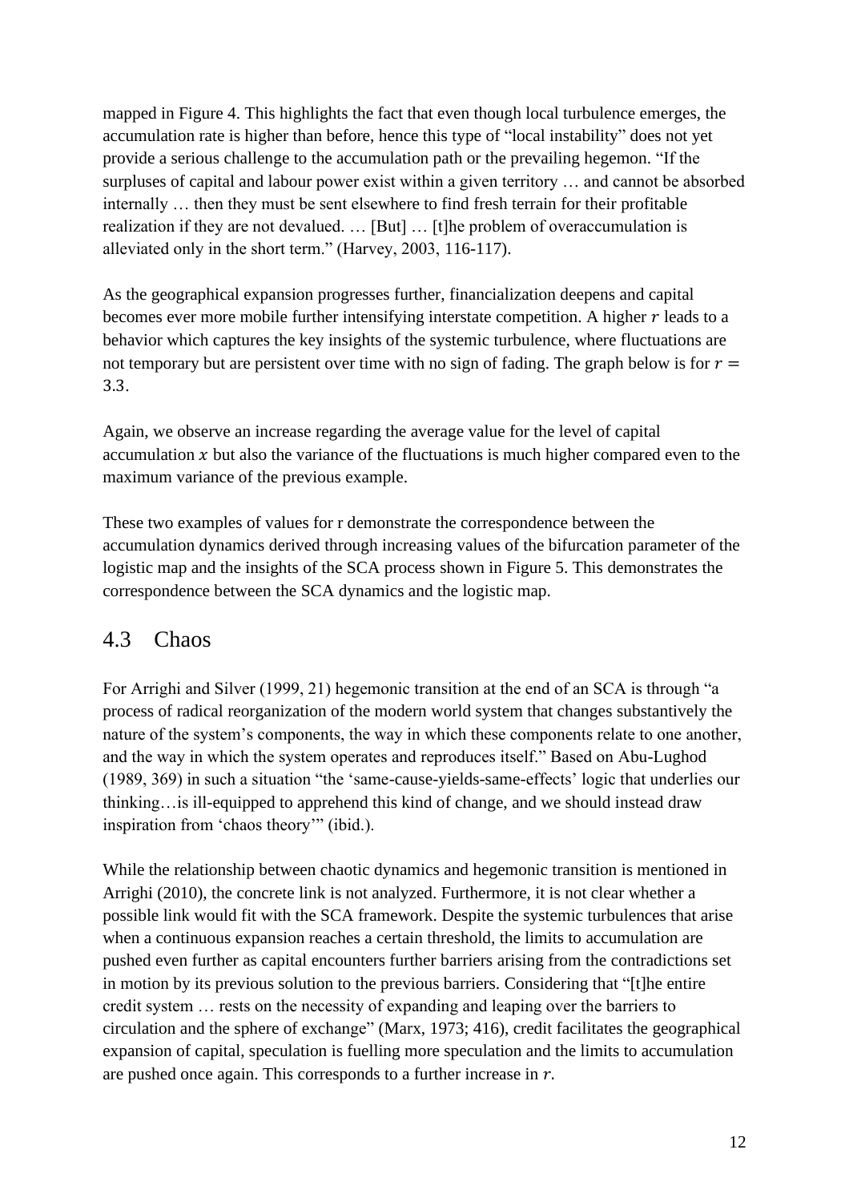mapped in Figure 4. This highlights the fact that even though local turbulence emerges, the accumulation rate is higher than before, hence this type of "local instability" does not yet provide a serious challenge to the accumulation path or the prevailing hegemon. "If the surpluses of capital and labour power exist within a given territory … and cannot be absorbed internally … then they must be sent elsewhere to find fresh terrain for their profitable realization if they are not devalued. … [But] … [t]he problem of overaccumulation is alleviated only in the short term." (Harvey, 2003, 116-117).

As the geographical expansion progresses further, financialization deepens and capital becomes ever more mobile further intensifying interstate competition. A higher $r$ leads to a behavior which captures the key insights of the systemic turbulence, where fluctuations are not temporary but are persistent over time with no sign of fading. The graph below is for $r = 3.3$.

Again, we observe an increase regarding the average value for the level of capital accumulation $x$ but also the variance of the fluctuations is much higher compared even to the maximum variance of the previous example.

These two examples of values for r demonstrate the correspondence between the accumulation dynamics derived through increasing values of the bifurcation parameter of the logistic map and the insights of the SCA process shown in Figure 5. This demonstrates the correspondence between the SCA dynamics and the logistic map.

## 4.3 Chaos

For Arrighi and Silver (1999, 21) hegemonic transition at the end of an SCA is through "a process of radical reorganization of the modern world system that changes substantively the nature of the system's components, the way in which these components relate to one another, and the way in which the system operates and reproduces itself." Based on Abu-Lughod (1989, 369) in such a situation "the 'same-cause-yields-same-effects' logic that underlies our thinking…is ill-equipped to apprehend this kind of change, and we should instead draw inspiration from 'chaos theory'" (ibid.).

While the relationship between chaotic dynamics and hegemonic transition is mentioned in Arrighi (2010), the concrete link is not analyzed. Furthermore, it is not clear whether a possible link would fit with the SCA framework. Despite the systemic turbulences that arise when a continuous expansion reaches a certain threshold, the limits to accumulation are pushed even further as capital encounters further barriers arising from the contradictions set in motion by its previous solution to the previous barriers. Considering that "[t]he entire credit system … rests on the necessity of expanding and leaping over the barriers to circulation and the sphere of exchange" (Marx, 1973; 416), credit facilitates the geographical expansion of capital, speculation is fuelling more speculation and the limits to accumulation are pushed once again. This corresponds to a further increase in $r$.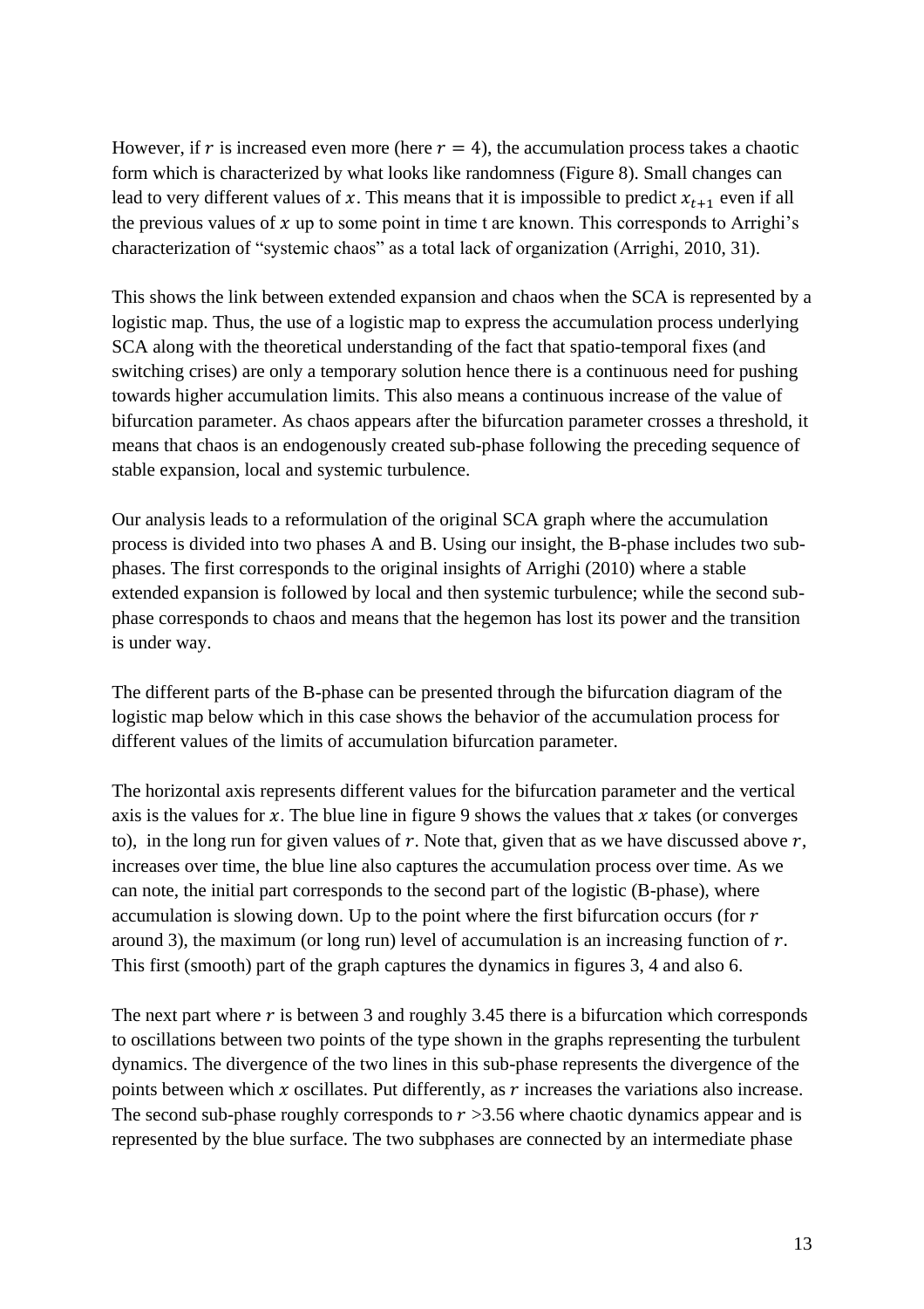However, if $r$ is increased even more (here $r = 4$), the accumulation process takes a chaotic form which is characterized by what looks like randomness (Figure 8). Small changes can lead to very different values of $x$. This means that it is impossible to predict $x_{t+1}$ even if all the previous values of $x$ up to some point in time t are known. This corresponds to Arrighi's characterization of "systemic chaos" as a total lack of organization (Arrighi, 2010, 31).

This shows the link between extended expansion and chaos when the SCA is represented by a logistic map. Thus, the use of a logistic map to express the accumulation process underlying SCA along with the theoretical understanding of the fact that spatio-temporal fixes (and switching crises) are only a temporary solution hence there is a continuous need for pushing towards higher accumulation limits. This also means a continuous increase of the value of bifurcation parameter. As chaos appears after the bifurcation parameter crosses a threshold, it means that chaos is an endogenously created sub-phase following the preceding sequence of stable expansion, local and systemic turbulence.

Our analysis leads to a reformulation of the original SCA graph where the accumulation process is divided into two phases A and B. Using our insight, the B-phase includes two sub-phases. The first corresponds to the original insights of Arrighi (2010) where a stable extended expansion is followed by local and then systemic turbulence; while the second sub-phase corresponds to chaos and means that the hegemon has lost its power and the transition is under way.

The different parts of the B-phase can be presented through the bifurcation diagram of the logistic map below which in this case shows the behavior of the accumulation process for different values of the limits of accumulation bifurcation parameter.

The horizontal axis represents different values for the bifurcation parameter and the vertical axis is the values for $x$. The blue line in figure 9 shows the values that $x$ takes (or converges to), in the long run for given values of $r$. Note that, given that as we have discussed above $r$, increases over time, the blue line also captures the accumulation process over time. As we can note, the initial part corresponds to the second part of the logistic (B-phase), where accumulation is slowing down. Up to the point where the first bifurcation occurs (for $r$ around 3), the maximum (or long run) level of accumulation is an increasing function of $r$. This first (smooth) part of the graph captures the dynamics in figures 3, 4 and also 6.

The next part where $r$ is between 3 and roughly 3.45 there is a bifurcation which corresponds to oscillations between two points of the type shown in the graphs representing the turbulent dynamics. The divergence of the two lines in this sub-phase represents the divergence of the points between which $x$ oscillates. Put differently, as $r$ increases the variations also increase. The second sub-phase roughly corresponds to $r$ >3.56 where chaotic dynamics appear and is represented by the blue surface. The two subphases are connected by an intermediate phase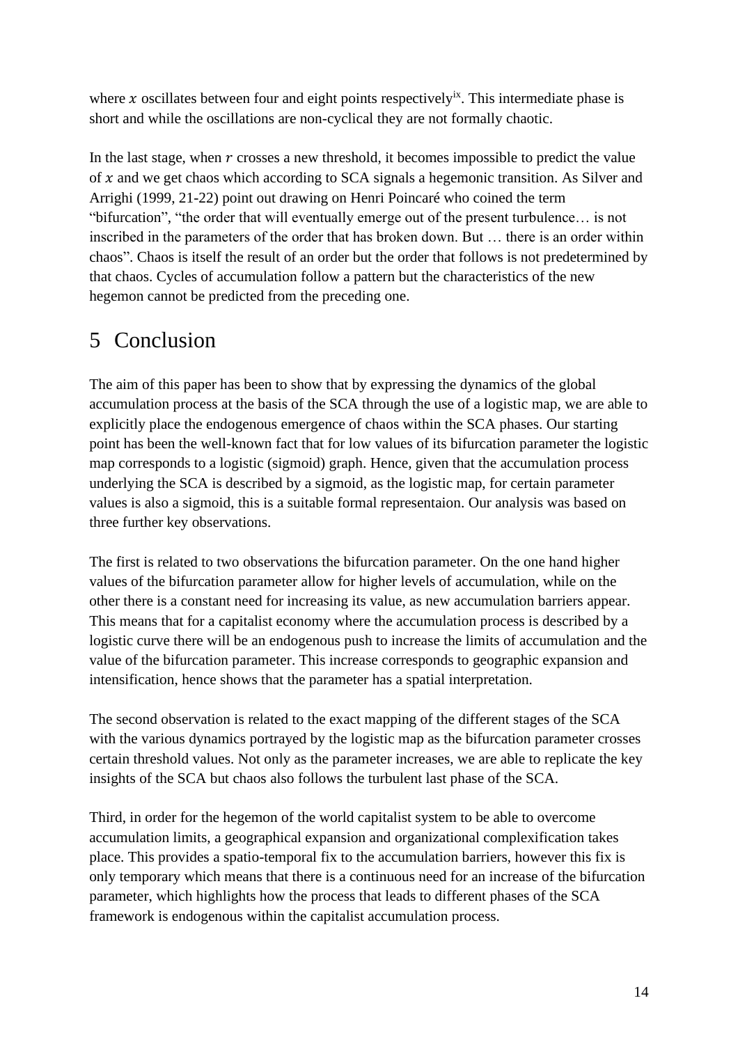where $x$ oscillates between four and eight points respectively[ix]. This intermediate phase is short and while the oscillations are non-cyclical they are not formally chaotic.

In the last stage, when $r$ crosses a new threshold, it becomes impossible to predict the value of $x$ and we get chaos which according to SCA signals a hegemonic transition. As Silver and Arrighi (1999, 21-22) point out drawing on Henri Poincaré who coined the term "bifurcation", "the order that will eventually emerge out of the present turbulence… is not inscribed in the parameters of the order that has broken down. But … there is an order within chaos". Chaos is itself the result of an order but the order that follows is not predetermined by that chaos. Cycles of accumulation follow a pattern but the characteristics of the new hegemon cannot be predicted from the preceding one.

# 5 Conclusion

The aim of this paper has been to show that by expressing the dynamics of the global accumulation process at the basis of the SCA through the use of a logistic map, we are able to explicitly place the endogenous emergence of chaos within the SCA phases. Our starting point has been the well-known fact that for low values of its bifurcation parameter the logistic map corresponds to a logistic (sigmoid) graph. Hence, given that the accumulation process underlying the SCA is described by a sigmoid, as the logistic map, for certain parameter values is also a sigmoid, this is a suitable formal representaion. Our analysis was based on three further key observations.

The first is related to two observations the bifurcation parameter. On the one hand higher values of the bifurcation parameter allow for higher levels of accumulation, while on the other there is a constant need for increasing its value, as new accumulation barriers appear. This means that for a capitalist economy where the accumulation process is described by a logistic curve there will be an endogenous push to increase the limits of accumulation and the value of the bifurcation parameter. This increase corresponds to geographic expansion and intensification, hence shows that the parameter has a spatial interpretation.

The second observation is related to the exact mapping of the different stages of the SCA with the various dynamics portrayed by the logistic map as the bifurcation parameter crosses certain threshold values. Not only as the parameter increases, we are able to replicate the key insights of the SCA but chaos also follows the turbulent last phase of the SCA.

Third, in order for the hegemon of the world capitalist system to be able to overcome accumulation limits, a geographical expansion and organizational complexification takes place. This provides a spatio-temporal fix to the accumulation barriers, however this fix is only temporary which means that there is a continuous need for an increase of the bifurcation parameter, which highlights how the process that leads to different phases of the SCA framework is endogenous within the capitalist accumulation process.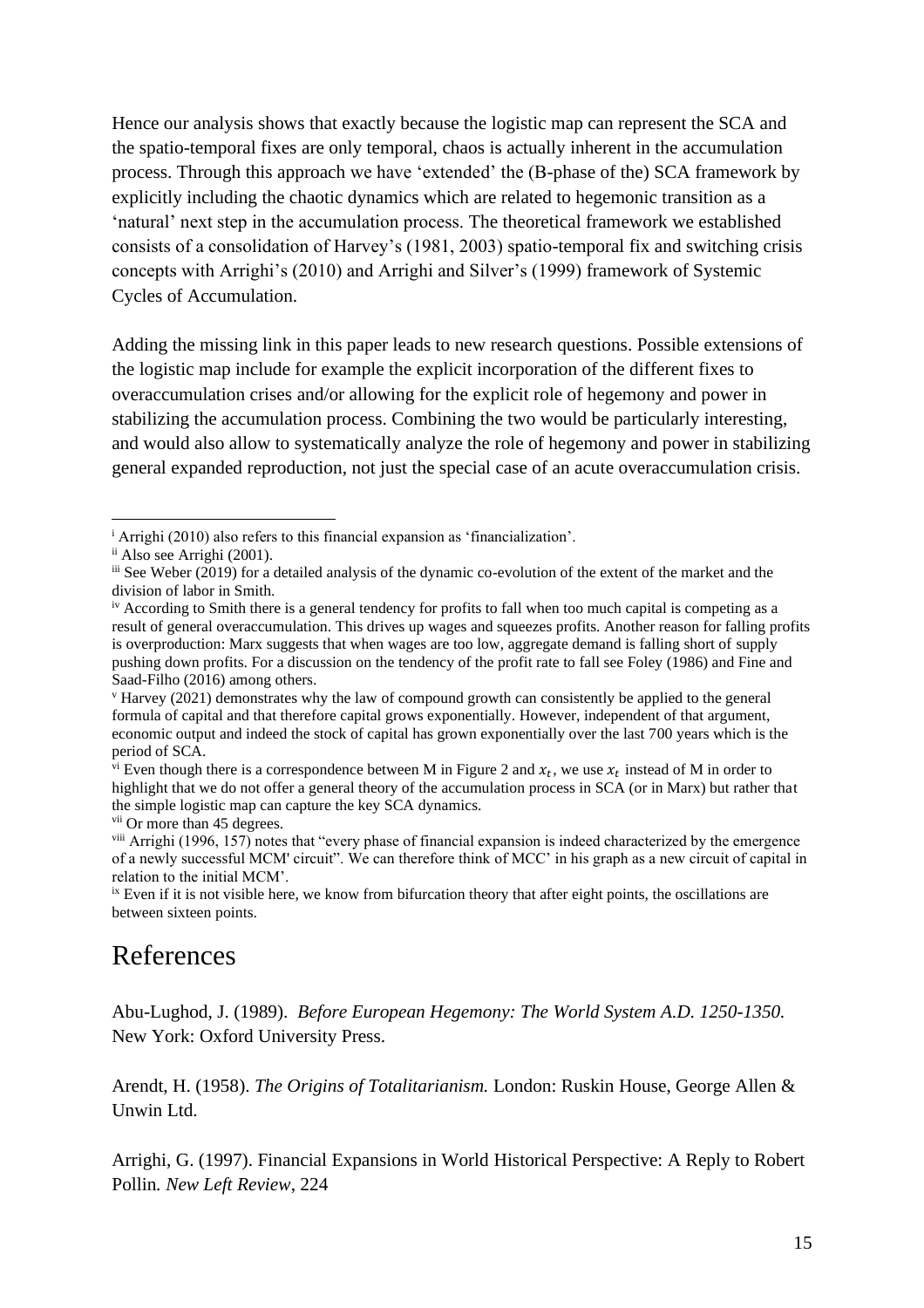Hence our analysis shows that exactly because the logistic map can represent the SCA and the spatio-temporal fixes are only temporal, chaos is actually inherent in the accumulation process. Through this approach we have 'extended' the (B-phase of the) SCA framework by explicitly including the chaotic dynamics which are related to hegemonic transition as a 'natural' next step in the accumulation process. The theoretical framework we established consists of a consolidation of Harvey's (1981, 2003) spatio-temporal fix and switching crisis concepts with Arrighi's (2010) and Arrighi and Silver's (1999) framework of Systemic Cycles of Accumulation.

Adding the missing link in this paper leads to new research questions. Possible extensions of the logistic map include for example the explicit incorporation of the different fixes to overaccumulation crises and/or allowing for the explicit role of hegemony and power in stabilizing the accumulation process. Combining the two would be particularly interesting, and would also allow to systematically analyze the role of hegemony and power in stabilizing general expanded reproduction, not just the special case of an acute overaccumulation crisis.

---

[i] Arrighi (2010) also refers to this financial expansion as 'financialization'.

[ii] Also see Arrighi (2001).

[iii] See Weber (2019) for a detailed analysis of the dynamic co-evolution of the extent of the market and the division of labor in Smith.

[iv] According to Smith there is a general tendency for profits to fall when too much capital is competing as a result of general overaccumulation. This drives up wages and squeezes profits. Another reason for falling profits is overproduction: Marx suggests that when wages are too low, aggregate demand is falling short of supply pushing down profits. For a discussion on the tendency of the profit rate to fall see Foley (1986) and Fine and Saad-Filho (2016) among others.

[v] Harvey (2021) demonstrates why the law of compound growth can consistently be applied to the general formula of capital and that therefore capital grows exponentially. However, independent of that argument, economic output and indeed the stock of capital has grown exponentially over the last 700 years which is the period of SCA.

[vi] Even though there is a correspondence between M in Figure 2 and $x_t$, we use $x_t$ instead of M in order to highlight that we do not offer a general theory of the accumulation process in SCA (or in Marx) but rather that the simple logistic map can capture the key SCA dynamics.

[vii] Or more than 45 degrees.

[viii] Arrighi (1996, 157) notes that "every phase of financial expansion is indeed characterized by the emergence of a newly successful MCM' circuit". We can therefore think of MCC' in his graph as a new circuit of capital in relation to the initial MCM'.

[ix] Even if it is not visible here, we know from bifurcation theory that after eight points, the oscillations are between sixteen points.

# References

Abu-Lughod, J. (1989). *Before European Hegemony: The World System A.D. 1250-1350.* New York: Oxford University Press.

Arendt, H. (1958). *The Origins of Totalitarianism.* London: Ruskin House, George Allen & Unwin Ltd.

Arrighi, G. (1997). Financial Expansions in World Historical Perspective: A Reply to Robert Pollin. *New Left Review*, 224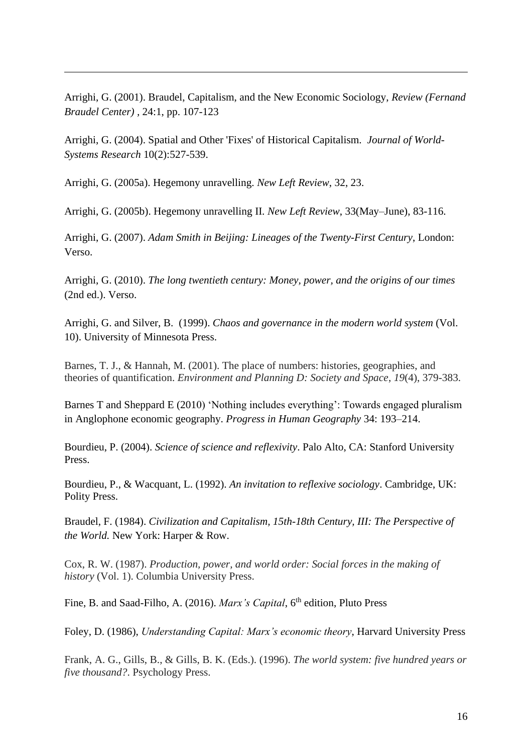Arrighi, G. (2001). Braudel, Capitalism, and the New Economic Sociology, *Review (Fernand Braudel Center)* , 24:1, pp. 107-123

Arrighi, G. (2004). Spatial and Other 'Fixes' of Historical Capitalism. *Journal of World-Systems Research* 10(2):527-539.

Arrighi, G. (2005a). Hegemony unravelling. *New Left Review*, 32, 23.

Arrighi, G. (2005b). Hegemony unravelling II. *New Left Review*, 33(May–June), 83-116.

Arrighi, G. (2007). *Adam Smith in Beijing: Lineages of the Twenty-First Century*, London: Verso.

Arrighi, G. (2010). *The long twentieth century: Money, power, and the origins of our times* (2nd ed.). Verso.

Arrighi, G. and Silver, B. (1999). *Chaos and governance in the modern world system* (Vol. 10). University of Minnesota Press.

Barnes, T. J., & Hannah, M. (2001). The place of numbers: histories, geographies, and theories of quantification. *Environment and Planning D: Society and Space*, *19*(4), 379-383.

Barnes T and Sheppard E (2010) 'Nothing includes everything': Towards engaged pluralism in Anglophone economic geography. *Progress in Human Geography* 34: 193–214.

Bourdieu, P. (2004). *Science of science and reflexivity*. Palo Alto, CA: Stanford University Press.

Bourdieu, P., & Wacquant, L. (1992). *An invitation to reflexive sociology*. Cambridge, UK: Polity Press.

Braudel, F. (1984). *Civilization and Capitalism, 15th-18th Century, III: The Perspective of the World.* New York: Harper & Row.

Cox, R. W. (1987). *Production, power, and world order: Social forces in the making of history* (Vol. 1). Columbia University Press.

Fine, B. and Saad-Filho, A. (2016). *Marx's Capital*, 6th edition, Pluto Press

Foley, D. (1986), *Understanding Capital: Marx's economic theory*, Harvard University Press

Frank, A. G., Gills, B., & Gills, B. K. (Eds.). (1996). *The world system: five hundred years or five thousand?*. Psychology Press.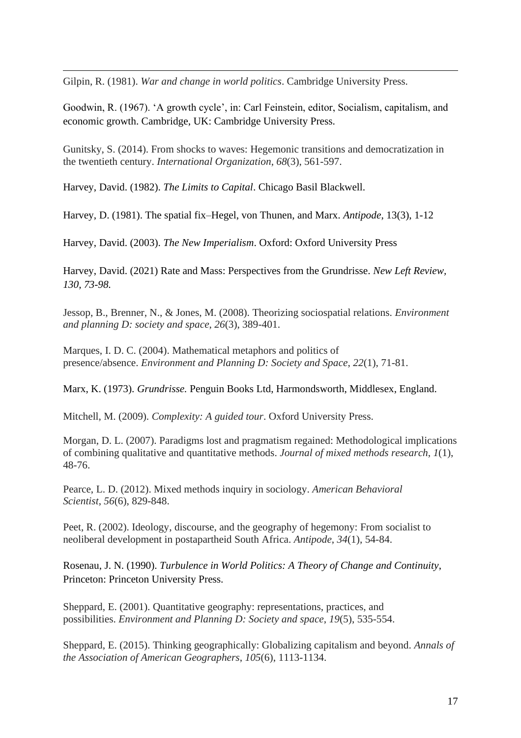Gilpin, R. (1981). *War and change in world politics*. Cambridge University Press.

Goodwin, R. (1967). 'A growth cycle', in: Carl Feinstein, editor, Socialism, capitalism, and economic growth. Cambridge, UK: Cambridge University Press.

Gunitsky, S. (2014). From shocks to waves: Hegemonic transitions and democratization in the twentieth century. *International Organization*, *68*(3), 561-597.

Harvey, David. (1982). *The Limits to Capital*. Chicago Basil Blackwell.

Harvey, D. (1981). The spatial fix–Hegel, von Thunen, and Marx. *Antipode*, 13(3), 1-12

Harvey, David. (2003). *The New Imperialism*. Oxford: Oxford University Press

Harvey, David. (2021) Rate and Mass: Perspectives from the Grundrisse. *New Left Review, 130, 73-98.*

Jessop, B., Brenner, N., & Jones, M. (2008). Theorizing sociospatial relations. *Environment and planning D: society and space*, *26*(3), 389-401.

Marques, I. D. C. (2004). Mathematical metaphors and politics of presence/absence. *Environment and Planning D: Society and Space*, *22*(1), 71-81.

Marx, K. (1973). *Grundrisse.* Penguin Books Ltd, Harmondsworth, Middlesex, England.

Mitchell, M. (2009). *Complexity: A guided tour*. Oxford University Press.

Morgan, D. L. (2007). Paradigms lost and pragmatism regained: Methodological implications of combining qualitative and quantitative methods. *Journal of mixed methods research*, *1*(1), 48-76.

Pearce, L. D. (2012). Mixed methods inquiry in sociology. *American Behavioral Scientist*, *56*(6), 829-848.

Peet, R. (2002). Ideology, discourse, and the geography of hegemony: From socialist to neoliberal development in postapartheid South Africa. *Antipode*, *34*(1), 54-84.

Rosenau, J. N. (1990). *Turbulence in World Politics: A Theory of Change and Continuity*, Princeton: Princeton University Press.

Sheppard, E. (2001). Quantitative geography: representations, practices, and possibilities. *Environment and Planning D: Society and space*, *19*(5), 535-554.

Sheppard, E. (2015). Thinking geographically: Globalizing capitalism and beyond. *Annals of the Association of American Geographers*, *105*(6), 1113-1134.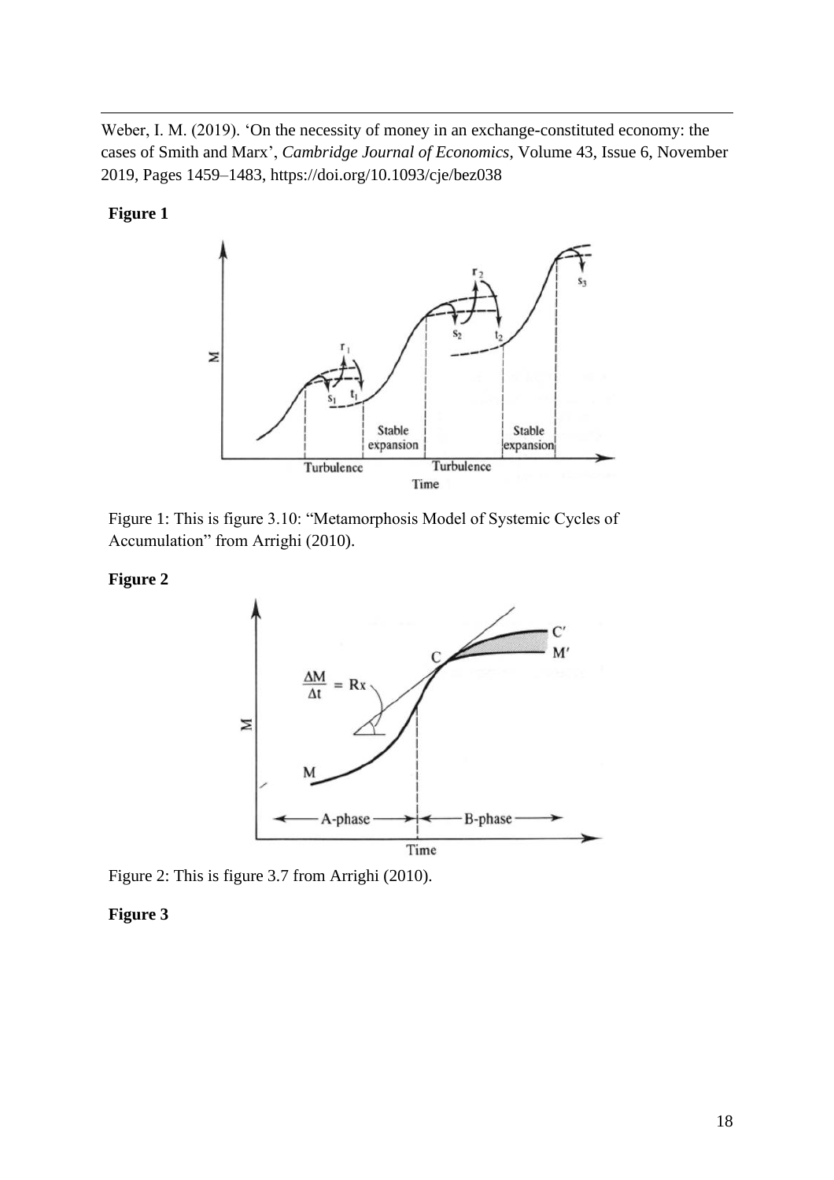Weber, I. M. (2019). 'On the necessity of money in an exchange-constituted economy: the cases of Smith and Marx', *Cambridge Journal of Economics*, Volume 43, Issue 6, November 2019, Pages 1459–1483, https://doi.org/10.1093/cje/bez038

**Figure 1**

Figure 1: This is figure 3.10: "Metamorphosis Model of Systemic Cycles of Accumulation" from Arrighi (2010).

**Figure 2**

Figure 2: This is figure 3.7 from Arrighi (2010).

**Figure 3**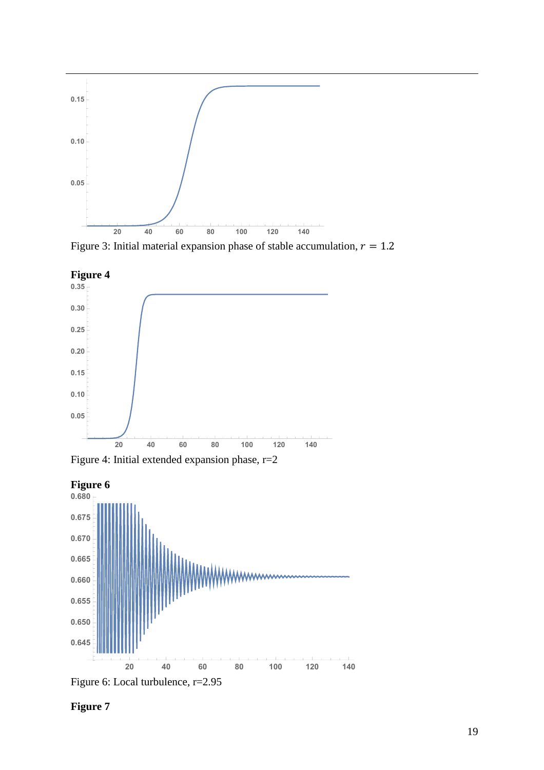Figure 3: Initial material expansion phase of stable accumulation, $r = 1.2$

**Figure 4**

Figure 4: Initial extended expansion phase, r=2

**Figure 6**

Figure 6: Local turbulence, r=2.95

**Figure 7**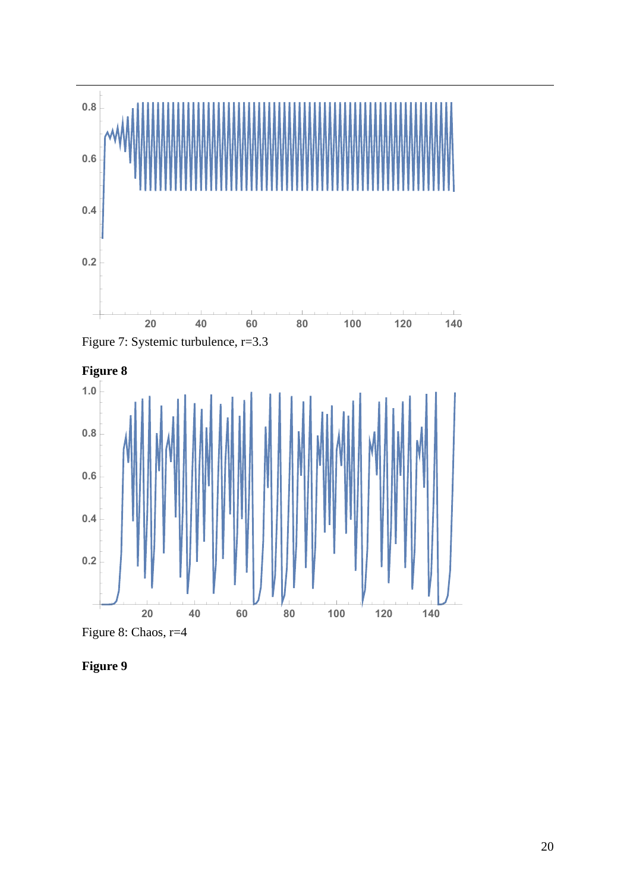Figure 7: Systemic turbulence, r=3.3

**Figure 8**

Figure 8: Chaos, r=4

**Figure 9**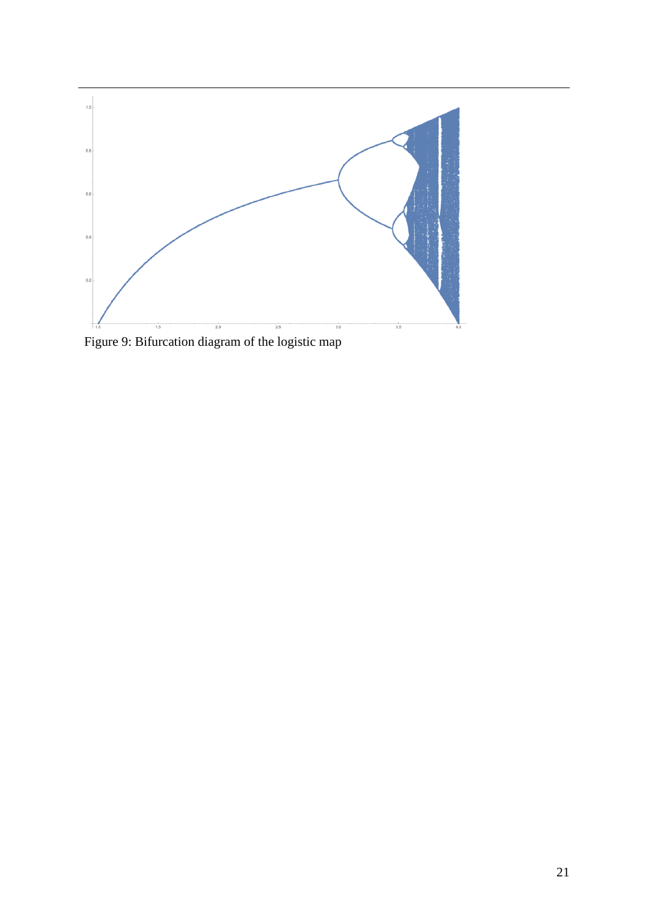1.0

0.8

0.6

0.4

0.2

1.0

1.5

2.0

2.5

3.0

3.5

4.0

Figure 9: Bifurcation diagram of the logistic map